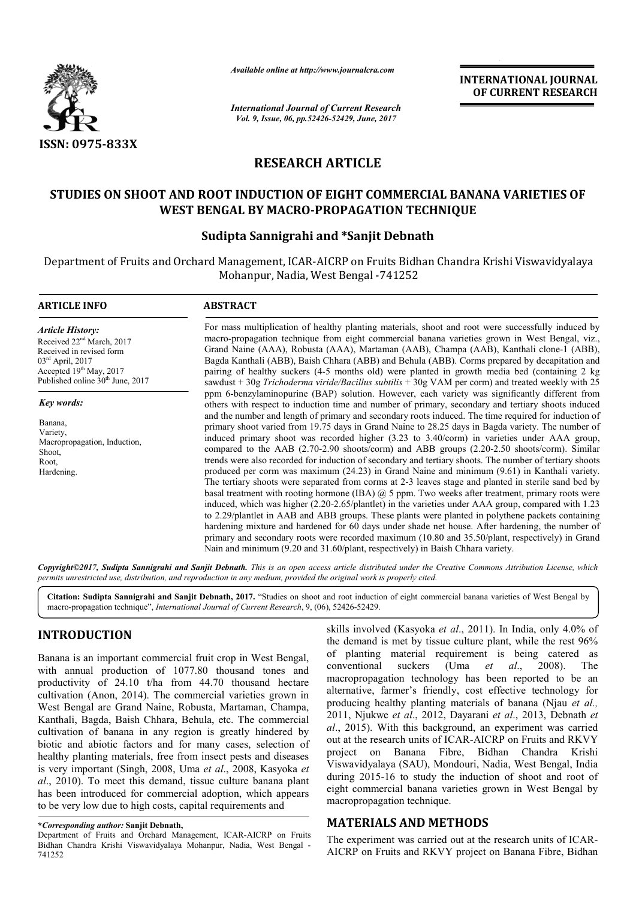# RESEARCH ARTICLE

## STUDIES ON SHOOT AND ROOT INDUCTION OF EIGHT COMMERCIAL BANANA VARIETIES OF WEST BENGAL BY MACRO-PROPAGATION TECHNIQUE

### Sudipta Sannigrahi and *Sanjit Debnath

Department of Fruits and Orchard Management, ICAR-AICRP on Fruits Bidhan Chandra Krishi Viswavidyalaya Mohanpur, Nadia, West Bengal -741252

**ARTICLE INFO**

*Article History:*

Received 22nd March, 2017
Received in revised form 03rd April, 2017
Accepted 19th May, 2017
Published online 30th June, 2017

*Key words:*

Banana, Variety, Macropropagation, Induction, Shoot, Root, Hardening.

**ABSTRACT**

For mass multiplication of healthy planting materials, shoot and root were successfully induced by macro-propagation technique from eight commercial banana varieties grown in West Bengal, viz., Grand Naine (AAA), Robusta (AAA), Martaman (AAB), Champa (AAB), Kanthali clone-1 (ABB), Bagda Kanthali (ABB), Baish Chhara (ABB) and Behula (ABB). Corms prepared by decapitation and pairing of healthy suckers (4-5 months old) were planted in growth media bed (containing 2 kg sawdust + 30g *Trichoderma viride/Bacillus subtilis* + 30g VAM per corm) and treated weekly with 25 ppm 6-benzylaminopurine (BAP) solution. However, each variety was significantly different from others with respect to induction time and number of primary, secondary and tertiary shoots induced and the number and length of primary and secondary roots induced. The time required for induction of primary shoot varied from 19.75 days in Grand Naine to 28.25 days in Bagda variety. The number of induced primary shoot was recorded higher (3.23 to 3.40/corm) in varieties under AAA group, compared to the AAB (2.70-2.90 shoots/corm) and ABB groups (2.20-2.50 shoots/corm). Similar trends were also recorded for induction of secondary and tertiary shoots. The number of tertiary shoots produced per corm was maximum (24.23) in Grand Naine and minimum (9.61) in Kanthali variety. The tertiary shoots were separated from corms at 2-3 leaves stage and planted in sterile sand bed by basal treatment with rooting hormone (IBA) @ 5 ppm. Two weeks after treatment, primary roots were induced, which was higher (2.20-2.65/plantlet) in the varieties under AAA group, compared with 1.23 to 2.29/plantlet in AAB and ABB groups. These plants were planted in polythene packets containing hardening mixture and hardened for 60 days under shade net house. After hardening, the number of primary and secondary roots were recorded maximum (10.80 and 35.50/plant, respectively) in Grand Nain and minimum (9.20 and 31.60/plant, respectively) in Baish Chhara variety.

*Copyright©2017, Sudipta Sannigrahi and Sanjit Debnath. This is an open access article distributed under the Creative Commons Attribution License, which permits unrestricted use, distribution, and reproduction in any medium, provided the original work is properly cited.*

**Citation: Sudipta Sannigrahi and Sanjit Debnath, 2017.** "Studies on shoot and root induction of eight commercial banana varieties of West Bengal by macro-propagation technique", *International Journal of Current Research*, 9, (06), 52426-52429.

## INTRODUCTION

Banana is an important commercial fruit crop in West Bengal, with annual production of 1077.80 thousand tones and productivity of 24.10 t/ha from 44.70 thousand hectare cultivation (Anon, 2014). The commercial varieties grown in West Bengal are Grand Naine, Robusta, Martaman, Champa, Kanthali, Bagda, Baish Chhara, Behula, etc. The commercial cultivation of banana in any region is greatly hindered by biotic and abiotic factors and for many cases, selection of healthy planting materials, free from insect pests and diseases is very important (Singh, 2008, Uma *et al*., 2008, Kasyoka *et al*., 2010). To meet this demand, tissue culture banana plant has been introduced for commercial adoption, which appears to be very low due to high costs, capital requirements and skills involved (Kasyoka *et al*., 2011). In India, only 4.0% of the demand is met by tissue culture plant, while the rest 96% of planting material requirement is being catered as conventional suckers (Uma *et al*., 2008). The macropropagation technology has been reported to be an alternative, farmer's friendly, cost effective technology for producing healthy planting materials of banana (Njau *et al.,* 2011, Njukwe *et al*., 2012, Dayarani *et al*., 2013, Debnath *et al*., 2015). With this background, an experiment was carried out at the research units of ICAR-AICRP on Fruits and RKVY project on Banana Fibre, Bidhan Chandra Krishi Viswavidyalaya (SAU), Mondouri, Nadia, West Bengal, India during 2015-16 to study the induction of shoot and root of eight commercial banana varieties grown in West Bengal by macropropagation technique.

## MATERIALS AND METHODS

The experiment was carried out at the research units of ICAR-AICRP on Fruits and RKVY project on Banana Fibre, Bidhan

**\*Corresponding author: Sanjit Debnath,**
Department of Fruits and Orchard Management, ICAR-AICRP on Fruits Bidhan Chandra Krishi Viswavidyalaya Mohanpur, Nadia, West Bengal - 741252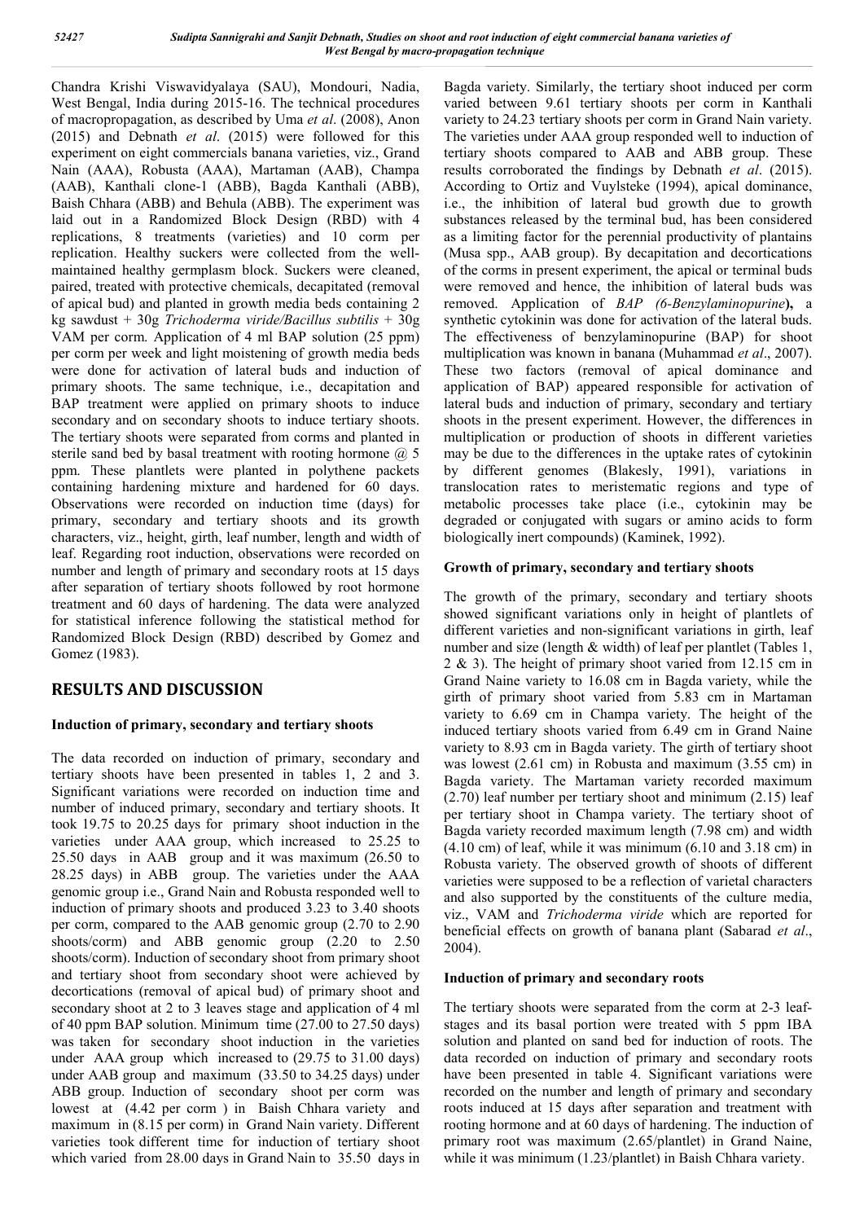Chandra Krishi Viswavidyalaya (SAU), Mondouri, Nadia, West Bengal, India during 2015-16. The technical procedures of macropropagation, as described by Uma *et al*. (2008), Anon (2015) and Debnath *et al*. (2015) were followed for this experiment on eight commercials banana varieties, viz., Grand Nain (AAA), Robusta (AAA), Martaman (AAB), Champa (AAB), Kanthali clone-1 (ABB), Bagda Kanthali (ABB), Baish Chhara (ABB) and Behula (ABB). The experiment was laid out in a Randomized Block Design (RBD) with 4 replications, 8 treatments (varieties) and 10 corm per replication. Healthy suckers were collected from the well-maintained healthy germplasm block. Suckers were cleaned, paired, treated with protective chemicals, decapitated (removal of apical bud) and planted in growth media beds containing 2 kg sawdust + 30g *Trichoderma viride/Bacillus subtilis* + 30g VAM per corm. Application of 4 ml BAP solution (25 ppm) per corm per week and light moistening of growth media beds were done for activation of lateral buds and induction of primary shoots. The same technique, i.e., decapitation and BAP treatment were applied on primary shoots to induce secondary and on secondary shoots to induce tertiary shoots. The tertiary shoots were separated from corms and planted in sterile sand bed by basal treatment with rooting hormone @ 5 ppm. These plantlets were planted in polythene packets containing hardening mixture and hardened for 60 days. Observations were recorded on induction time (days) for primary, secondary and tertiary shoots and its growth characters, viz., height, girth, leaf number, length and width of leaf. Regarding root induction, observations were recorded on number and length of primary and secondary roots at 15 days after separation of tertiary shoots followed by root hormone treatment and 60 days of hardening. The data were analyzed for statistical inference following the statistical method for Randomized Block Design (RBD) described by Gomez and Gomez (1983).

## RESULTS AND DISCUSSION

### Induction of primary, secondary and tertiary shoots

The data recorded on induction of primary, secondary and tertiary shoots have been presented in tables 1, 2 and 3. Significant variations were recorded on induction time and number of induced primary, secondary and tertiary shoots. It took 19.75 to 20.25 days for primary shoot induction in the varieties under AAA group, which increased to 25.25 to 25.50 days in AAB group and it was maximum (26.50 to 28.25 days) in ABB group. The varieties under the AAA genomic group i.e., Grand Nain and Robusta responded well to induction of primary shoots and produced 3.23 to 3.40 shoots per corm, compared to the AAB genomic group (2.70 to 2.90 shoots/corm) and ABB genomic group (2.20 to 2.50 shoots/corm). Induction of secondary shoot from primary shoot and tertiary shoot from secondary shoot were achieved by decortications (removal of apical bud) of primary shoot and secondary shoot at 2 to 3 leaves stage and application of 4 ml of 40 ppm BAP solution. Minimum time (27.00 to 27.50 days) was taken for secondary shoot induction in the varieties under AAA group which increased to (29.75 to 31.00 days) under AAB group and maximum (33.50 to 34.25 days) under ABB group. Induction of secondary shoot per corm was lowest at (4.42 per corm ) in Baish Chhara variety and maximum in (8.15 per corm) in Grand Nain variety. Different varieties took different time for induction of tertiary shoot which varied from 28.00 days in Grand Nain to 35.50 days in Bagda variety. Similarly, the tertiary shoot induced per corm varied between 9.61 tertiary shoots per corm in Kanthali variety to 24.23 tertiary shoots per corm in Grand Nain variety. The varieties under AAA group responded well to induction of tertiary shoots compared to AAB and ABB group. These results corroborated the findings by Debnath *et al*. (2015). According to Ortiz and Vuylsteke (1994), apical dominance, i.e., the inhibition of lateral bud growth due to growth substances released by the terminal bud, has been considered as a limiting factor for the perennial productivity of plantains (Musa spp., AAB group). By decapitation and decortications of the corms in present experiment, the apical or terminal buds were removed and hence, the inhibition of lateral buds was removed. Application of *BAP (6-Benzylaminopurine*)**,** a synthetic cytokinin was done for activation of the lateral buds. The effectiveness of benzylaminopurine (BAP) for shoot multiplication was known in banana (Muhammad *et al*., 2007). These two factors (removal of apical dominance and application of BAP) appeared responsible for activation of lateral buds and induction of primary, secondary and tertiary shoots in the present experiment. However, the differences in multiplication or production of shoots in different varieties may be due to the differences in the uptake rates of cytokinin by different genomes (Blakesly, 1991), variations in translocation rates to meristematic regions and type of metabolic processes take place (i.e., cytokinin may be degraded or conjugated with sugars or amino acids to form biologically inert compounds) (Kaminek, 1992).

### Growth of primary, secondary and tertiary shoots

The growth of the primary, secondary and tertiary shoots showed significant variations only in height of plantlets of different varieties and non-significant variations in girth, leaf number and size (length & width) of leaf per plantlet (Tables 1, 2 & 3). The height of primary shoot varied from 12.15 cm in Grand Naine variety to 16.08 cm in Bagda variety, while the girth of primary shoot varied from 5.83 cm in Martaman variety to 6.69 cm in Champa variety. The height of the induced tertiary shoots varied from 6.49 cm in Grand Naine variety to 8.93 cm in Bagda variety. The girth of tertiary shoot was lowest (2.61 cm) in Robusta and maximum (3.55 cm) in Bagda variety. The Martaman variety recorded maximum (2.70) leaf number per tertiary shoot and minimum (2.15) leaf per tertiary shoot in Champa variety. The tertiary shoot of Bagda variety recorded maximum length (7.98 cm) and width (4.10 cm) of leaf, while it was minimum (6.10 and 3.18 cm) in Robusta variety. The observed growth of shoots of different varieties were supposed to be a reflection of varietal characters and also supported by the constituents of the culture media, viz., VAM and *Trichoderma viride* which are reported for beneficial effects on growth of banana plant (Sabarad *et al*., 2004).

### Induction of primary and secondary roots

The tertiary shoots were separated from the corm at 2-3 leaf-stages and its basal portion were treated with 5 ppm IBA solution and planted on sand bed for induction of roots. The data recorded on induction of primary and secondary roots have been presented in table 4. Significant variations were recorded on the number and length of primary and secondary roots induced at 15 days after separation and treatment with rooting hormone and at 60 days of hardening. The induction of primary root was maximum (2.65/plantlet) in Grand Naine, while it was minimum (1.23/plantlet) in Baish Chhara variety.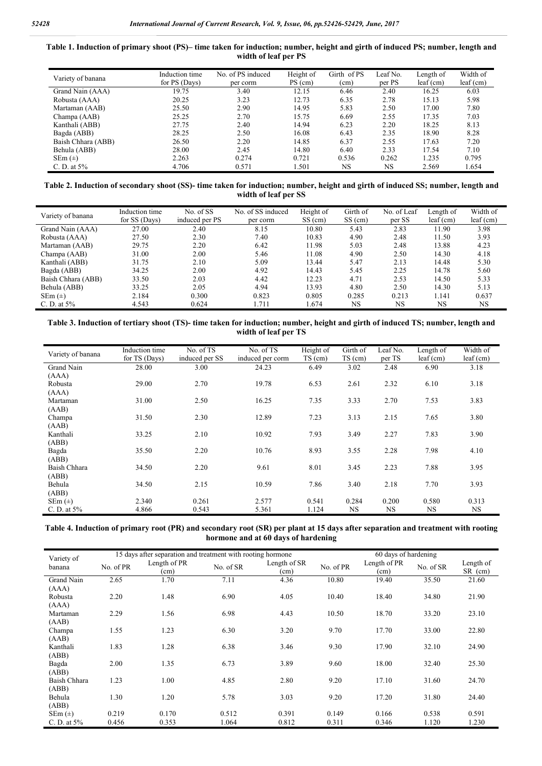**Table 1. Induction of primary shoot (PS)– time taken for induction; number, height and girth of induced PS; number, length and width of leaf per PS**

| Variety of banana | Induction time for PS (Days) | No. of PS induced per corm | Height of PS (cm) | Girth of PS (cm) | Leaf No. per PS | Length of leaf (cm) | Width of leaf (cm) |
|---|---|---|---|---|---|---|---|
| Grand Nain (AAA) | 19.75 | 3.40 | 12.15 | 6.46 | 2.40 | 16.25 | 6.03 |
| Robusta (AAA) | 20.25 | 3.23 | 12.73 | 6.35 | 2.78 | 15.13 | 5.98 |
| Martaman (AAB) | 25.50 | 2.90 | 14.95 | 5.83 | 2.50 | 17.00 | 7.80 |
| Champa (AAB) | 25.25 | 2.70 | 15.75 | 6.69 | 2.55 | 17.35 | 7.03 |
| Kanthali (ABB) | 27.75 | 2.40 | 14.94 | 6.23 | 2.20 | 18.25 | 8.13 |
| Bagda (ABB) | 28.25 | 2.50 | 16.08 | 6.43 | 2.35 | 18.90 | 8.28 |
| Baish Chhara (ABB) | 26.50 | 2.20 | 14.85 | 6.37 | 2.55 | 17.63 | 7.20 |
| Behula (ABB) | 28.00 | 2.45 | 14.80 | 6.40 | 2.33 | 17.54 | 7.10 |
| SEm (±) | 2.263 | 0.274 | 0.721 | 0.536 | 0.262 | 1.235 | 0.795 |
| C. D. at 5% | 4.706 | 0.571 | 1.501 | NS | NS | 2.569 | 1.654 |

**Table 2. Induction of secondary shoot (SS)- time taken for induction; number, height and girth of induced SS; number, length and width of leaf per SS**

| Variety of banana | Induction time for SS (Days) | No. of SS induced per PS | No. of SS induced per corm | Height of SS (cm) | Girth of SS (cm) | No. of Leaf per SS | Length of leaf (cm) | Width of leaf (cm) |
|---|---|---|---|---|---|---|---|---|
| Grand Nain (AAA) | 27.00 | 2.40 | 8.15 | 10.80 | 5.43 | 2.83 | 11.90 | 3.98 |
| Robusta (AAA) | 27.50 | 2.30 | 7.40 | 10.83 | 4.90 | 2.48 | 11.50 | 3.93 |
| Martaman (AAB) | 29.75 | 2.20 | 6.42 | 11.98 | 5.03 | 2.48 | 13.88 | 4.23 |
| Champa (AAB) | 31.00 | 2.00 | 5.46 | 11.08 | 4.90 | 2.50 | 14.30 | 4.18 |
| Kanthali (ABB) | 31.75 | 2.10 | 5.09 | 13.44 | 5.47 | 2.13 | 14.48 | 5.30 |
| Bagda (ABB) | 34.25 | 2.00 | 4.92 | 14.43 | 5.45 | 2.25 | 14.78 | 5.60 |
| Baish Chhara (ABB) | 33.50 | 2.03 | 4.42 | 12.23 | 4.71 | 2.53 | 14.50 | 5.33 |
| Behula (ABB) | 33.25 | 2.05 | 4.94 | 13.93 | 4.80 | 2.50 | 14.30 | 5.13 |
| SEm (±) | 2.184 | 0.300 | 0.823 | 0.805 | 0.285 | 0.213 | 1.141 | 0.637 |
| C. D. at 5% | 4.543 | 0.624 | 1.711 | 1.674 | NS | NS | NS | NS |

**Table 3. Induction of tertiary shoot (TS)- time taken for induction; number, height and girth of induced TS; number, length and width of leaf per TS**

| Variety of banana | Induction time for TS (Days) | No. of TS induced per SS | No. of TS induced per corm | Height of TS (cm) | Girth of TS (cm) | Leaf No. per TS | Length of leaf (cm) | Width of leaf (cm) |
|---|---|---|---|---|---|---|---|---|
| Grand Nain (AAA) | 28.00 | 3.00 | 24.23 | 6.49 | 3.02 | 2.48 | 6.90 | 3.18 |
| Robusta (AAA) | 29.00 | 2.70 | 19.78 | 6.53 | 2.61 | 2.32 | 6.10 | 3.18 |
| Martaman (AAB) | 31.00 | 2.50 | 16.25 | 7.35 | 3.33 | 2.70 | 7.53 | 3.83 |
| Champa (AAB) | 31.50 | 2.30 | 12.89 | 7.23 | 3.13 | 2.15 | 7.65 | 3.80 |
| Kanthali (ABB) | 33.25 | 2.10 | 10.92 | 7.93 | 3.49 | 2.27 | 7.83 | 3.90 |
| Bagda (ABB) | 35.50 | 2.20 | 10.76 | 8.93 | 3.55 | 2.28 | 7.98 | 4.10 |
| Baish Chhara (ABB) | 34.50 | 2.20 | 9.61 | 8.01 | 3.45 | 2.23 | 7.88 | 3.95 |
| Behula (ABB) | 34.50 | 2.15 | 10.59 | 7.86 | 3.40 | 2.18 | 7.70 | 3.93 |
| SEm (±) | 2.340 | 0.261 | 2.577 | 0.541 | 0.284 | 0.200 | 0.580 | 0.313 |
| C. D. at 5% | 4.866 | 0.543 | 5.361 | 1.124 | NS | NS | NS | NS |

**Table 4. Induction of primary root (PR) and secondary root (SR) per plant at 15 days after separation and treatment with rooting hormone and at 60 days of hardening**

| Variety of banana | 15 days after separation and treatment with rooting hormone | | | | 60 days of hardening | | | |
|---|---|---|---|---|---|---|---|---|
| | No. of PR | Length of PR (cm) | No. of SR | Length of SR (cm) | No. of PR | Length of PR (cm) | No. of SR | Length of SR (cm) |
| Grand Nain (AAA) | 2.65 | 1.70 | 7.11 | 4.36 | 10.80 | 19.40 | 35.50 | 21.60 |
| Robusta (AAA) | 2.20 | 1.48 | 6.90 | 4.05 | 10.40 | 18.40 | 34.80 | 21.90 |
| Martaman (AAB) | 2.29 | 1.56 | 6.98 | 4.43 | 10.50 | 18.70 | 33.20 | 23.10 |
| Champa (AAB) | 1.55 | 1.23 | 6.30 | 3.20 | 9.70 | 17.70 | 33.00 | 22.80 |
| Kanthali (ABB) | 1.83 | 1.28 | 6.38 | 3.46 | 9.30 | 17.90 | 32.10 | 24.90 |
| Bagda (ABB) | 2.00 | 1.35 | 6.73 | 3.89 | 9.60 | 18.00 | 32.40 | 25.30 |
| Baish Chhara (ABB) | 1.23 | 1.00 | 4.85 | 2.80 | 9.20 | 17.10 | 31.60 | 24.70 |
| Behula (ABB) | 1.30 | 1.20 | 5.78 | 3.03 | 9.20 | 17.20 | 31.80 | 24.40 |
| SEm (±) | 0.219 | 0.170 | 0.512 | 0.391 | 0.149 | 0.166 | 0.538 | 0.591 |
| C. D. at 5% | 0.456 | 0.353 | 1.064 | 0.812 | 0.311 | 0.346 | 1.120 | 1.230 |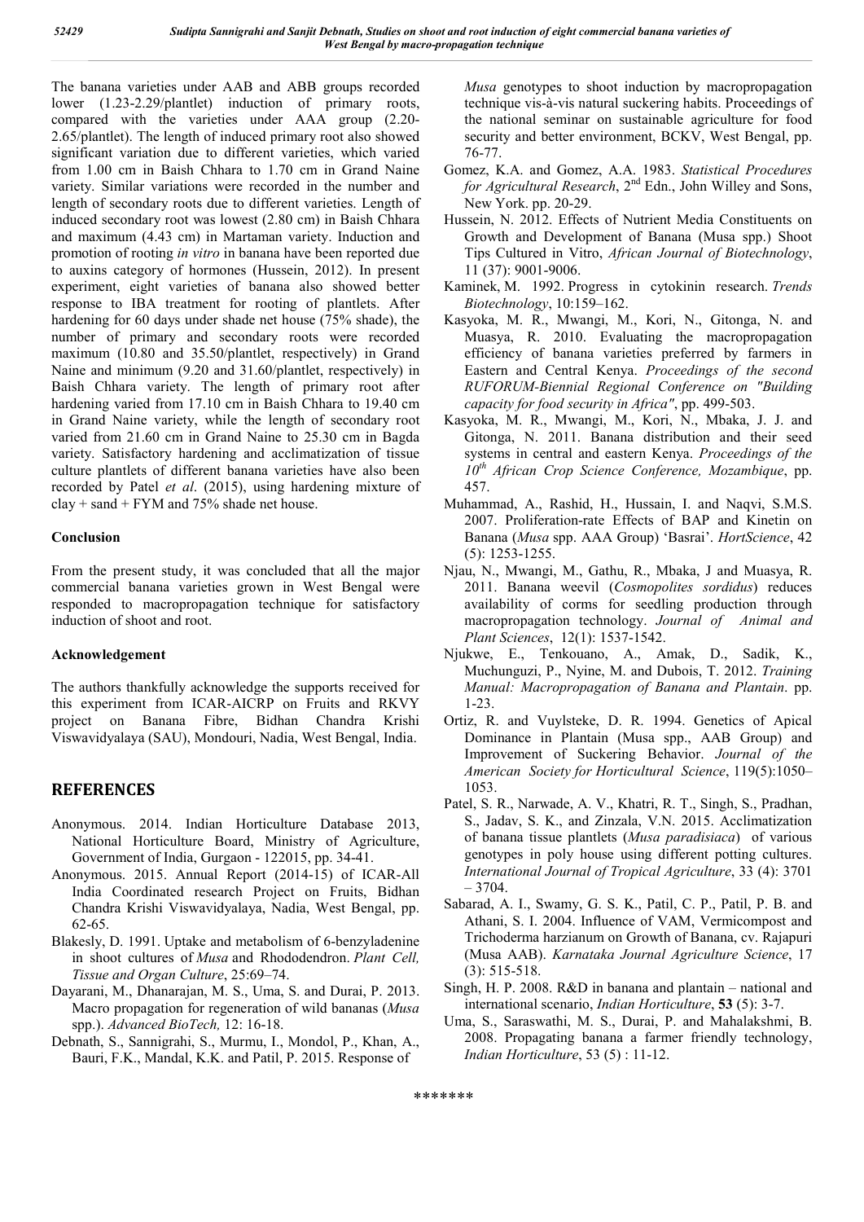The banana varieties under AAB and ABB groups recorded lower (1.23-2.29/plantlet) induction of primary roots, compared with the varieties under AAA group (2.20-2.65/plantlet). The length of induced primary root also showed significant variation due to different varieties, which varied from 1.00 cm in Baish Chhara to 1.70 cm in Grand Naine variety. Similar variations were recorded in the number and length of secondary roots due to different varieties. Length of induced secondary root was lowest (2.80 cm) in Baish Chhara and maximum (4.43 cm) in Martaman variety. Induction and promotion of rooting *in vitro* in banana have been reported due to auxins category of hormones (Hussein, 2012). In present experiment, eight varieties of banana also showed better response to IBA treatment for rooting of plantlets. After hardening for 60 days under shade net house (75% shade), the number of primary and secondary roots were recorded maximum (10.80 and 35.50/plantlet, respectively) in Grand Naine and minimum (9.20 and 31.60/plantlet, respectively) in Baish Chhara variety. The length of primary root after hardening varied from 17.10 cm in Baish Chhara to 19.40 cm in Grand Naine variety, while the length of secondary root varied from 21.60 cm in Grand Naine to 25.30 cm in Bagda variety. Satisfactory hardening and acclimatization of tissue culture plantlets of different banana varieties have also been recorded by Patel *et al*. (2015), using hardening mixture of clay + sand + FYM and 75% shade net house.

### Conclusion

From the present study, it was concluded that all the major commercial banana varieties grown in West Bengal were responded to macropropagation technique for satisfactory induction of shoot and root.

### Acknowledgement

The authors thankfully acknowledge the supports received for this experiment from ICAR-AICRP on Fruits and RKVY project on Banana Fibre, Bidhan Chandra Krishi Viswavidyalaya (SAU), Mondouri, Nadia, West Bengal, India.

## REFERENCES

- Anonymous. 2014. Indian Horticulture Database 2013, National Horticulture Board, Ministry of Agriculture, Government of India, Gurgaon - 122015, pp. 34-41.
- Anonymous. 2015. Annual Report (2014-15) of ICAR-All India Coordinated research Project on Fruits, Bidhan Chandra Krishi Viswavidyalaya, Nadia, West Bengal, pp. 62-65.
- Blakesly, D. 1991. Uptake and metabolism of 6-benzyladenine in shoot cultures of *Musa* and Rhododendron. *Plant Cell, Tissue and Organ Culture*, 25:69–74.
- Dayarani, M., Dhanarajan, M. S., Uma, S. and Durai, P. 2013. Macro propagation for regeneration of wild bananas (*Musa* spp.). *Advanced BioTech,* 12: 16-18.
- Debnath, S., Sannigrahi, S., Murmu, I., Mondol, P., Khan, A., Bauri, F.K., Mandal, K.K. and Patil, P. 2015. Response of *Musa* genotypes to shoot induction by macropropagation technique vis-à-vis natural suckering habits. Proceedings of the national seminar on sustainable agriculture for food security and better environment, BCKV, West Bengal, pp. 76-77.
- Gomez, K.A. and Gomez, A.A. 1983. *Statistical Procedures for Agricultural Research*, 2nd Edn., John Willey and Sons, New York. pp. 20-29.
- Hussein, N. 2012. Effects of Nutrient Media Constituents on Growth and Development of Banana (Musa spp.) Shoot Tips Cultured in Vitro, *African Journal of Biotechnology*, 11 (37): 9001-9006.
- Kaminek, M. 1992. Progress in cytokinin research. *Trends Biotechnology*, 10:159–162.
- Kasyoka, M. R., Mwangi, M., Kori, N., Gitonga, N. and Muasya, R. 2010. Evaluating the macropropagation efficiency of banana varieties preferred by farmers in Eastern and Central Kenya. *Proceedings of the second RUFORUM-Biennial Regional Conference on "Building capacity for food security in Africa"*, pp. 499-503.
- Kasyoka, M. R., Mwangi, M., Kori, N., Mbaka, J. J. and Gitonga, N. 2011. Banana distribution and their seed systems in central and eastern Kenya. *Proceedings of the 10th African Crop Science Conference, Mozambique*, pp. 457.
- Muhammad, A., Rashid, H., Hussain, I. and Naqvi, S.M.S. 2007. Proliferation-rate Effects of BAP and Kinetin on Banana (*Musa* spp. AAA Group) 'Basrai'. *HortScience*, 42 (5): 1253-1255.
- Njau, N., Mwangi, M., Gathu, R., Mbaka, J and Muasya, R. 2011. Banana weevil (*Cosmopolites sordidus*) reduces availability of corms for seedling production through macropropagation technology. *Journal of Animal and Plant Sciences*, 12(1): 1537-1542.
- Njukwe, E., Tenkouano, A., Amak, D., Sadik, K., Muchunguzi, P., Nyine, M. and Dubois, T. 2012. *Training Manual: Macropropagation of Banana and Plantain*. pp. 1-23.
- Ortiz, R. and Vuylsteke, D. R. 1994. Genetics of Apical Dominance in Plantain (Musa spp., AAB Group) and Improvement of Suckering Behavior. *Journal of the American Society for Horticultural Science*, 119(5):1050–1053.
- Patel, S. R., Narwade, A. V., Khatri, R. T., Singh, S., Pradhan, S., Jadav, S. K., and Zinzala, V.N. 2015. Acclimatization of banana tissue plantlets (*Musa paradisiaca*) of various genotypes in poly house using different potting cultures. *International Journal of Tropical Agriculture*, 33 (4): 3701 – 3704.
- Sabarad, A. I., Swamy, G. S. K., Patil, C. P., Patil, P. B. and Athani, S. I. 2004. Influence of VAM, Vermicompost and Trichoderma harzianum on Growth of Banana, cv. Rajapuri (Musa AAB). *Karnataka Journal Agriculture Science*, 17 (3): 515-518.
- Singh, H. P. 2008. R&D in banana and plantain – national and international scenario, *Indian Horticulture*, **53** (5): 3-7.
- Uma, S., Saraswathi, M. S., Durai, P. and Mahalakshmi, B. 2008. Propagating banana a farmer friendly technology, *Indian Horticulture*, 53 (5) : 11-12.

*******